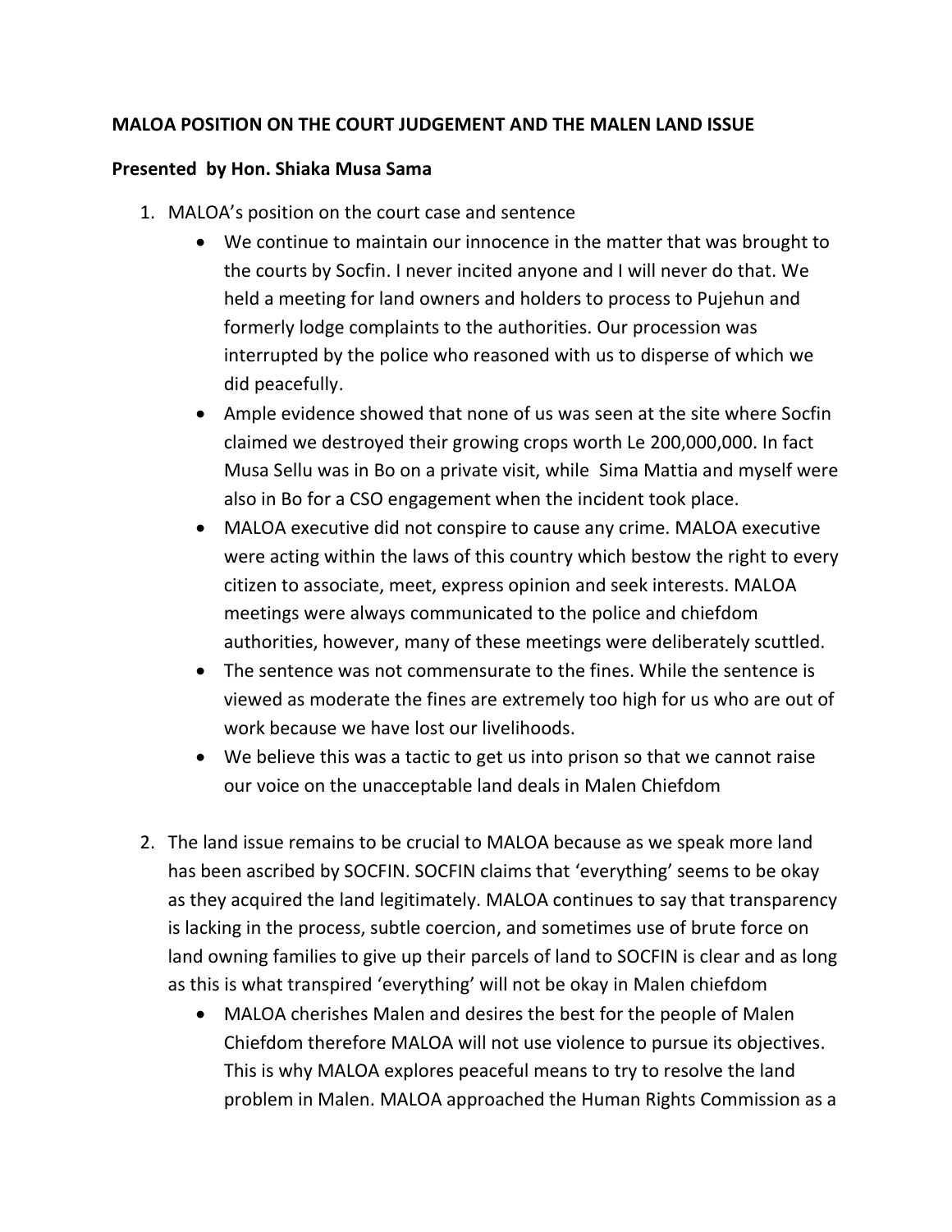**MALOA POSITION ON THE COURT JUDGEMENT AND THE MALEN LAND ISSUE**

**Presented by Hon. Shiaka Musa Sama**

1. MALOA's position on the court case and sentence
   - We continue to maintain our innocence in the matter that was brought to the courts by Socfin. I never incited anyone and I will never do that. We held a meeting for land owners and holders to process to Pujehun and formerly lodge complaints to the authorities. Our procession was interrupted by the police who reasoned with us to disperse of which we did peacefully.
   - Ample evidence showed that none of us was seen at the site where Socfin claimed we destroyed their growing crops worth Le 200,000,000. In fact Musa Sellu was in Bo on a private visit, while Sima Mattia and myself were also in Bo for a CSO engagement when the incident took place.
   - MALOA executive did not conspire to cause any crime. MALOA executive were acting within the laws of this country which bestow the right to every citizen to associate, meet, express opinion and seek interests. MALOA meetings were always communicated to the police and chiefdom authorities, however, many of these meetings were deliberately scuttled.
   - The sentence was not commensurate to the fines. While the sentence is viewed as moderate the fines are extremely too high for us who are out of work because we have lost our livelihoods.
   - We believe this was a tactic to get us into prison so that we cannot raise our voice on the unacceptable land deals in Malen Chiefdom

2. The land issue remains to be crucial to MALOA because as we speak more land has been ascribed by SOCFIN. SOCFIN claims that 'everything' seems to be okay as they acquired the land legitimately. MALOA continues to say that transparency is lacking in the process, subtle coercion, and sometimes use of brute force on land owning families to give up their parcels of land to SOCFIN is clear and as long as this is what transpired 'everything' will not be okay in Malen chiefdom
   - MALOA cherishes Malen and desires the best for the people of Malen Chiefdom therefore MALOA will not use violence to pursue its objectives. This is why MALOA explores peaceful means to try to resolve the land problem in Malen. MALOA approached the Human Rights Commission as a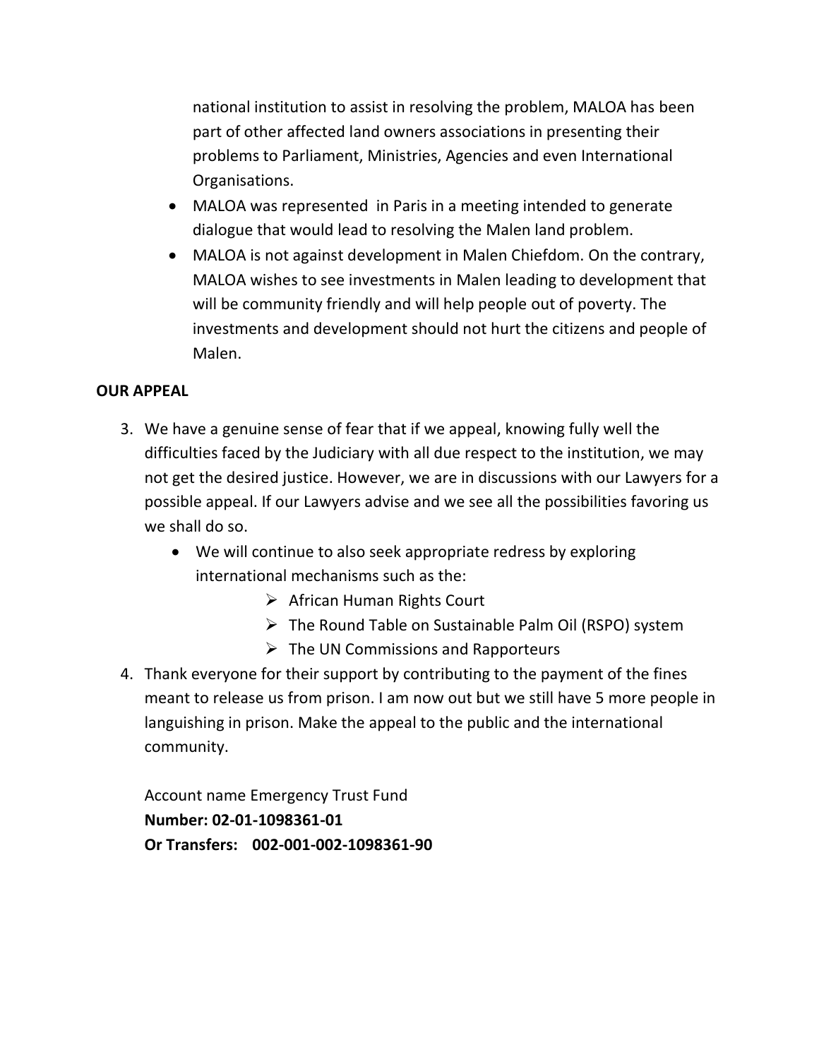national institution to assist in resolving the problem, MALOA has been part of other affected land owners associations in presenting their problems to Parliament, Ministries, Agencies and even International Organisations.

- MALOA was represented in Paris in a meeting intended to generate dialogue that would lead to resolving the Malen land problem.
- MALOA is not against development in Malen Chiefdom. On the contrary, MALOA wishes to see investments in Malen leading to development that will be community friendly and will help people out of poverty. The investments and development should not hurt the citizens and people of Malen.

**OUR APPEAL**

3. We have a genuine sense of fear that if we appeal, knowing fully well the difficulties faced by the Judiciary with all due respect to the institution, we may not get the desired justice. However, we are in discussions with our Lawyers for a possible appeal. If our Lawyers advise and we see all the possibilities favoring us we shall do so.
    - We will continue to also seek appropriate redress by exploring international mechanisms such as the:
        - African Human Rights Court
        - The Round Table on Sustainable Palm Oil (RSPO) system
        - The UN Commissions and Rapporteurs
4. Thank everyone for their support by contributing to the payment of the fines meant to release us from prison. I am now out but we still have 5 more people in languishing in prison. Make the appeal to the public and the international community.

    Account name Emergency Trust Fund
    **Number: 02-01-1098361-01**
    **Or Transfers: 002-001-002-1098361-90**